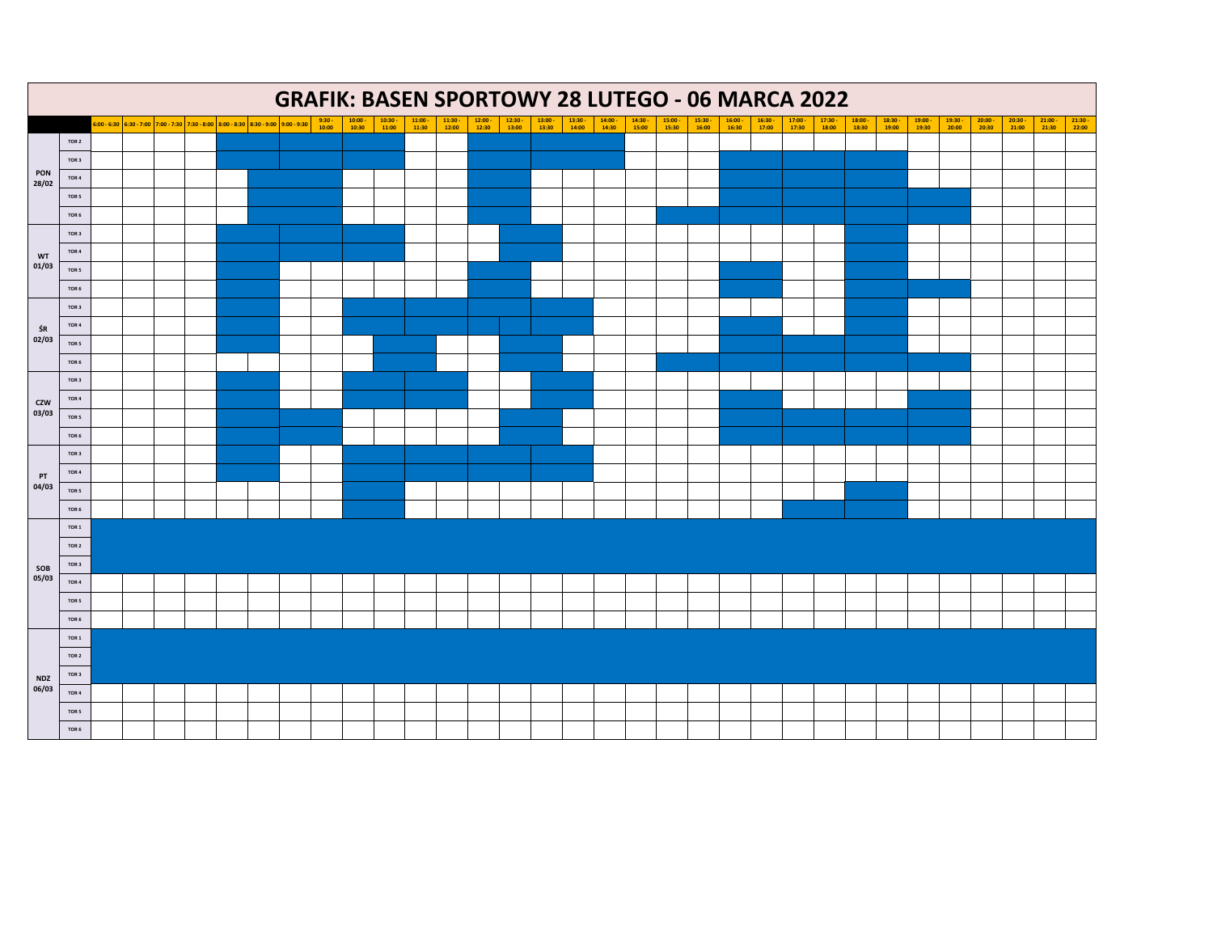# GRAFIK: BASEN SPORTOWY 28 LUTEGO - 06 MARCA 2022

| | | 6:00 - 6:30 | 6:30 - 7:00 | 7:00 - 7:30 | 7:30 - 8:00 | 8:00 - 8:30 | 8:30 - 9:00 | 9:00 - 9:30 | 9:30 - 10:00 | 10:00 - 10:30 | 10:30 - 11:00 | 11:00 - 11:30 | 11:30 - 12:00 | 12:00 - 12:30 | 12:30 - 13:00 | 13:00 - 13:30 | 13:30 - 14:00 | 14:00 - 14:30 | 14:30 - 15:00 | 15:00 - 15:30 | 15:30 - 16:00 | 16:00 - 16:30 | 16:30 - 17:00 | 17:00 - 17:30 | 17:30 - 18:00 | 18:00 - 18:30 | 18:30 - 19:00 | 19:00 - 19:30 | 19:30 - 20:00 | 20:00 - 20:30 | 20:30 - 21:00 | 21:00 - 21:30 | 21:30 - 22:00 |
|---|---|---|---|---|---|---|---|---|---|---|---|---|---|---|---|---|---|---|---|---|---|---|---|---|---|---|---|---|---|---|---|---|---|
| PON 28/02 | TOR 2 | | | | | | | | | | | | | | | | | | | | | | | | | | | | | | | | |
| | TOR 3 | | | | | | | | | | | | | | | | | | | | | | | | | | | | | | | | |
| | TOR 4 | | | | | | | | | | | | | | | | | | | | | | | | | | | | | | | | |
| | TOR 5 | | | | | | | | | | | | | | | | | | | | | | | | | | | | | | | | |
| | TOR 6 | | | | | | | | | | | | | | | | | | | | | | | | | | | | | | | | |
| WT 01/03 | TOR 3 | | | | | | | | | | | | | | | | | | | | | | | | | | | | | | | | |
| | TOR 4 | | | | | | | | | | | | | | | | | | | | | | | | | | | | | | | | |
| | TOR 5 | | | | | | | | | | | | | | | | | | | | | | | | | | | | | | | | |
| | TOR 6 | | | | | | | | | | | | | | | | | | | | | | | | | | | | | | | | |
| ŚR 02/03 | TOR 3 | | | | | | | | | | | | | | | | | | | | | | | | | | | | | | | | |
| | TOR 4 | | | | | | | | | | | | | | | | | | | | | | | | | | | | | | | | |
| | TOR 5 | | | | | | | | | | | | | | | | | | | | | | | | | | | | | | | | |
| | TOR 6 | | | | | | | | | | | | | | | | | | | | | | | | | | | | | | | | |
| CZW 03/03 | TOR 3 | | | | | | | | | | | | | | | | | | | | | | | | | | | | | | | | |
| | TOR 4 | | | | | | | | | | | | | | | | | | | | | | | | | | | | | | | | |
| | TOR 5 | | | | | | | | | | | | | | | | | | | | | | | | | | | | | | | | |
| | TOR 6 | | | | | | | | | | | | | | | | | | | | | | | | | | | | | | | | |
| PT 04/03 | TOR 3 | | | | | | | | | | | | | | | | | | | | | | | | | | | | | | | | |
| | TOR 4 | | | | | | | | | | | | | | | | | | | | | | | | | | | | | | | | |
| | TOR 5 | | | | | | | | | | | | | | | | | | | | | | | | | | | | | | | | |
| | TOR 6 | | | | | | | | | | | | | | | | | | | | | | | | | | | | | | | | |
| SOB 05/03 | TOR 1 | | | | | | | | | | | | | | | | | | | | | | | | | | | | | | | | |
| | TOR 2 | | | | | | | | | | | | | | | | | | | | | | | | | | | | | | | | |
| | TOR 3 | | | | | | | | | | | | | | | | | | | | | | | | | | | | | | | | |
| | TOR 4 | | | | | | | | | | | | | | | | | | | | | | | | | | | | | | | | |
| | TOR 5 | | | | | | | | | | | | | | | | | | | | | | | | | | | | | | | | |
| | TOR 6 | | | | | | | | | | | | | | | | | | | | | | | | | | | | | | | | |
| NDZ 06/03 | TOR 1 | | | | | | | | | | | | | | | | | | | | | | | | | | | | | | | | |
| | TOR 2 | | | | | | | | | | | | | | | | | | | | | | | | | | | | | | | | |
| | TOR 3 | | | | | | | | | | | | | | | | | | | | | | | | | | | | | | | | |
| | TOR 4 | | | | | | | | | | | | | | | | | | | | | | | | | | | | | | | | |
| | TOR 5 | | | | | | | | | | | | | | | | | | | | | | | | | | | | | | | | |
| | TOR 6 | | | | | | | | | | | | | | | | | | | | | | | | | | | | | | | | |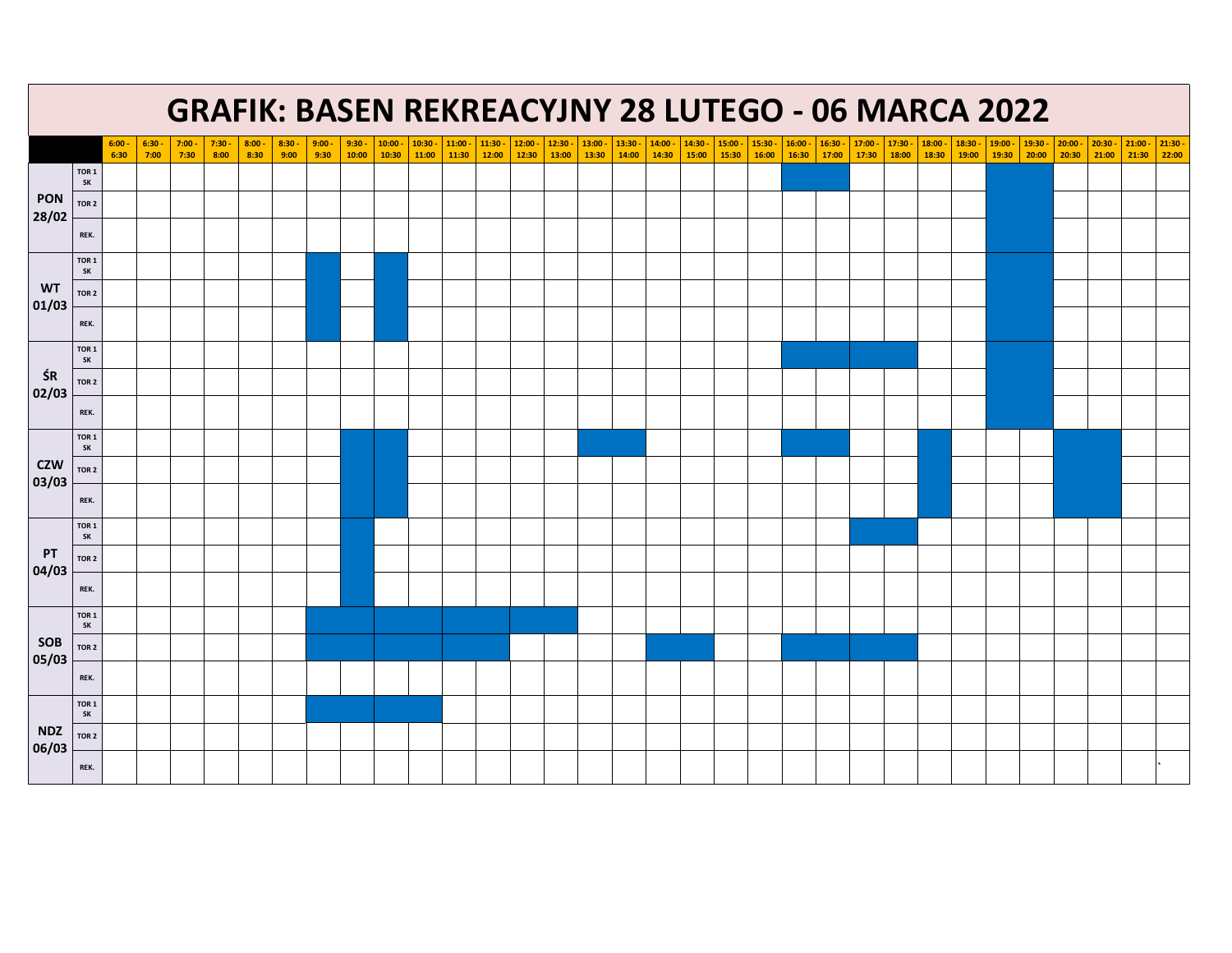# GRAFIK: BASEN REKREACYJNY 28 LUTEGO - 06 MARCA 2022

| | | 6:00 - 6:30 | 6:30 - 7:00 | 7:00 - 7:30 | 7:30 - 8:00 | 8:00 - 8:30 | 8:30 - 9:00 | 9:00 - 9:30 | 9:30 - 10:00 | 10:00 - 10:30 | 10:30 - 11:00 | 11:00 - 11:30 | 11:30 - 12:00 | 12:00 - 12:30 | 12:30 - 13:00 | 13:00 - 13:30 | 13:30 - 14:00 | 14:00 - 14:30 | 14:30 - 15:00 | 15:00 - 15:30 | 15:30 - 16:00 | 16:00 - 16:30 | 16:30 - 17:00 | 17:00 - 17:30 | 17:30 - 18:00 | 18:00 - 18:30 | 18:30 - 19:00 | 19:00 - 19:30 | 19:30 - 20:00 | 20:00 - 20:30 | 20:30 - 21:00 | 21:00 - 21:30 | 21:30 - 22:00 |
|---|---|---|---|---|---|---|---|---|---|---|---|---|---|---|---|---|---|---|---|---|---|---|---|---|---|---|---|---|---|---|---|---|---|
| PON 28/02 | TOR 1 SK | | | | | | | | | | | | | | | | | | | | | | | | | | | | | | | | |
| | TOR 2 | | | | | | | | | | | | | | | | | | | | | | | | | | | | | | | | |
| | REK. | | | | | | | | | | | | | | | | | | | | | | | | | | | | | | | | |
| WT 01/03 | TOR 1 SK | | | | | | | | | | | | | | | | | | | | | | | | | | | | | | | | |
| | TOR 2 | | | | | | | | | | | | | | | | | | | | | | | | | | | | | | | | |
| | REK. | | | | | | | | | | | | | | | | | | | | | | | | | | | | | | | | |
| ŚR 02/03 | TOR 1 SK | | | | | | | | | | | | | | | | | | | | | | | | | | | | | | | | |
| | TOR 2 | | | | | | | | | | | | | | | | | | | | | | | | | | | | | | | | |
| | REK. | | | | | | | | | | | | | | | | | | | | | | | | | | | | | | | | |
| CZW 03/03 | TOR 1 SK | | | | | | | | | | | | | | | | | | | | | | | | | | | | | | | | |
| | TOR 2 | | | | | | | | | | | | | | | | | | | | | | | | | | | | | | | | |
| | REK. | | | | | | | | | | | | | | | | | | | | | | | | | | | | | | | | |
| PT 04/03 | TOR 1 SK | | | | | | | | | | | | | | | | | | | | | | | | | | | | | | | | |
| | TOR 2 | | | | | | | | | | | | | | | | | | | | | | | | | | | | | | | | |
| | REK. | | | | | | | | | | | | | | | | | | | | | | | | | | | | | | | | |
| SOB 05/03 | TOR 1 SK | | | | | | | | | | | | | | | | | | | | | | | | | | | | | | | | |
| | TOR 2 | | | | | | | | | | | | | | | | | | | | | | | | | | | | | | | | |
| | REK. | | | | | | | | | | | | | | | | | | | | | | | | | | | | | | | | |
| NDZ 06/03 | TOR 1 SK | | | | | | | | | | | | | | | | | | | | | | | | | | | | | | | | |
| | TOR 2 | | | | | | | | | | | | | | | | | | | | | | | | | | | | | | | | |
| | REK. | | | | | | | | | | | | | | | | | | | | | | | | | | | | | | | | ` |